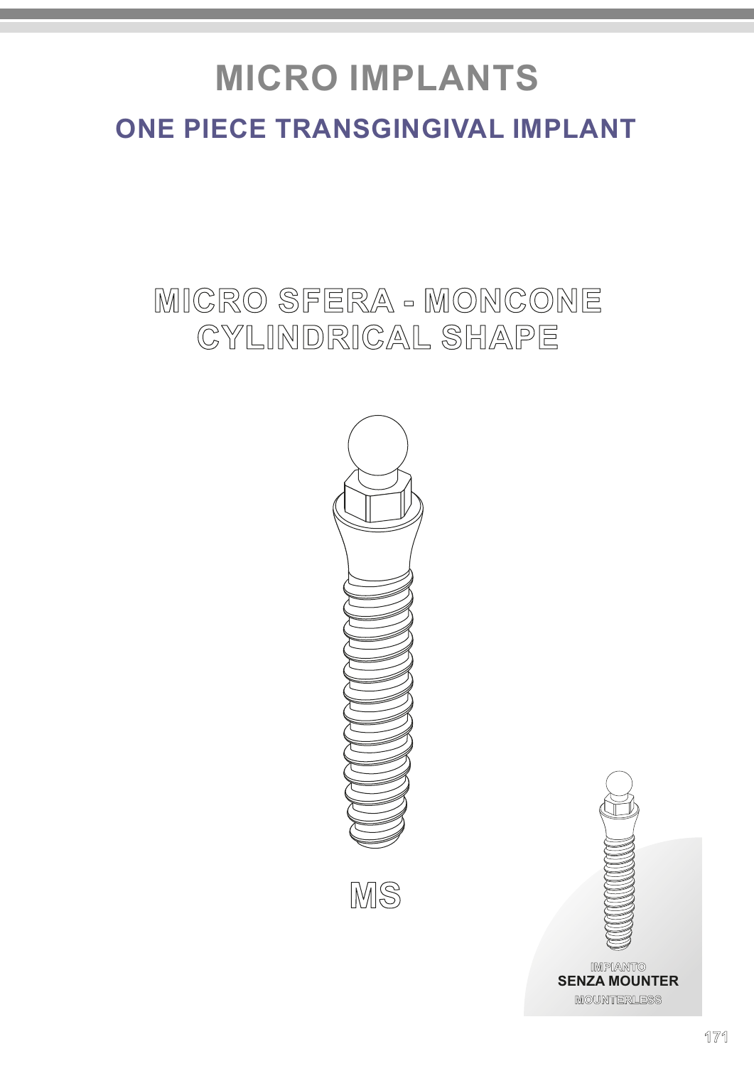# MICRO IMPLANTS

## ONE PIECE TRANSGINGIVAL IMPLANT

## MICRO SFERA - MONCONE CYLINDRICAL SHAPE

MS

IMPIANTO
**SENZA MOUNTER**
MOUNTERLESS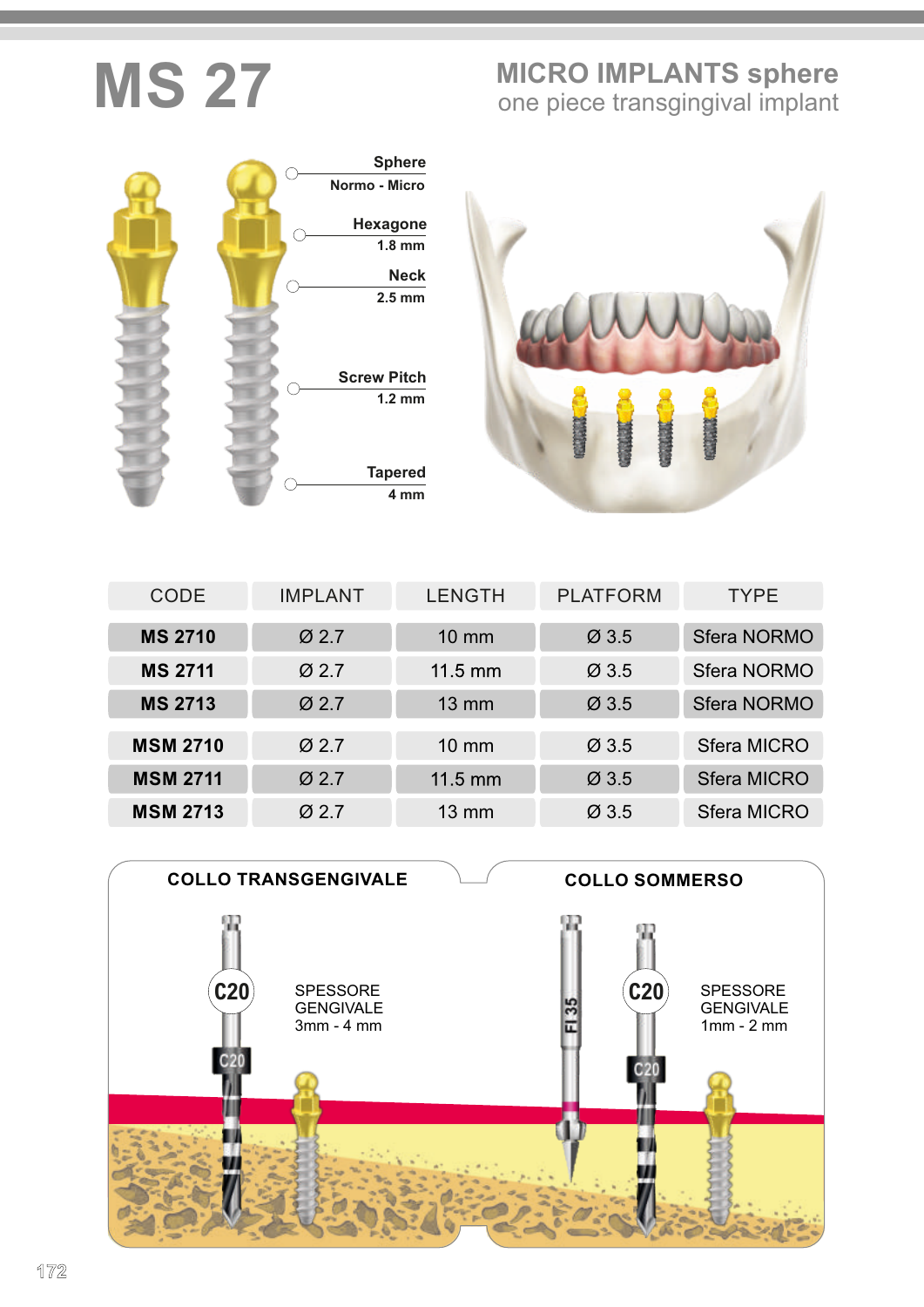# MS 27

## MICRO IMPLANTS sphere

one piece transgingival implant

**Sphere**
Normo - Micro

**Hexagone**
1.8 mm

**Neck**
2.5 mm

**Screw Pitch**
1.2 mm

**Tapered**
4 mm

| CODE | IMPLANT | LENGTH | PLATFORM | TYPE |
|---|---|---|---|---|
| **MS 2710** | Ø 2.7 | 10 mm | Ø 3.5 | Sfera NORMO |
| **MS 2711** | Ø 2.7 | 11.5 mm | Ø 3.5 | Sfera NORMO |
| **MS 2713** | Ø 2.7 | 13 mm | Ø 3.5 | Sfera NORMO |
| **MSM 2710** | Ø 2.7 | 10 mm | Ø 3.5 | Sfera MICRO |
| **MSM 2711** | Ø 2.7 | 11.5 mm | Ø 3.5 | Sfera MICRO |
| **MSM 2713** | Ø 2.7 | 13 mm | Ø 3.5 | Sfera MICRO |

**COLLO TRANSGENGIVALE**

C20

SPESSORE GENGIVALE
3mm - 4 mm

**COLLO SOMMERSO**

FI 35

C20

SPESSORE GENGIVALE
1mm - 2 mm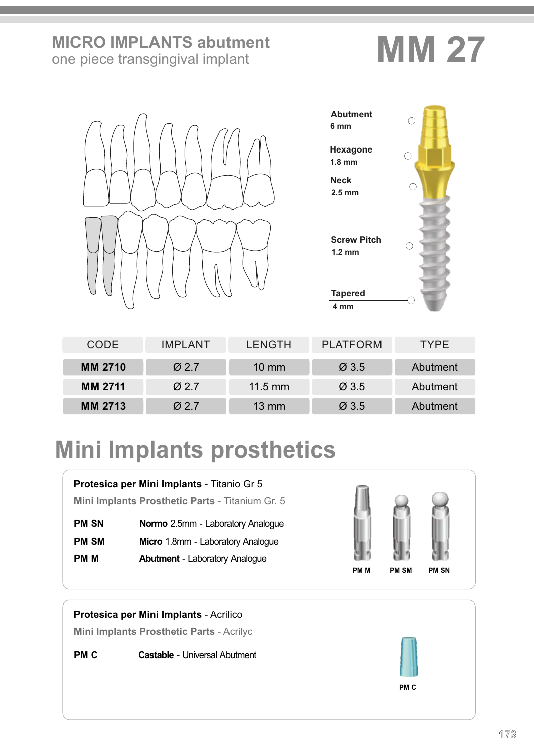**MICRO IMPLANTS abutment**
one piece transgingival implant

# MM 27

Abutment
6 mm

Hexagone
1.8 mm

Neck
2.5 mm

Screw Pitch
1.2 mm

Tapered
4 mm

| CODE | IMPLANT | LENGTH | PLATFORM | TYPE |
|---|---|---|---|---|
| **MM 2710** | Ø 2.7 | 10 mm | Ø 3.5 | Abutment |
| **MM 2711** | Ø 2.7 | 11.5 mm | Ø 3.5 | Abutment |
| **MM 2713** | Ø 2.7 | 13 mm | Ø 3.5 | Abutment |

# Mini Implants prosthetics

**Protesica per Mini Implants** - Titanio Gr 5

**Mini Implants Prosthetic Parts** - Titanium Gr. 5

| | |
|---|---|
| **PM SN** | **Normo** 2.5mm - Laboratory Analogue |
| **PM SM** | **Micro** 1.8mm - Laboratory Analogue |
| **PM M** | **Abutment** - Laboratory Analogue |

PM M　PM SM　PM SN

**Protesica per Mini Implants** - Acrilico

**Mini Implants Prosthetic Parts** - Acrilyc

**PM C** **Castable** - Universal Abutment

PM C